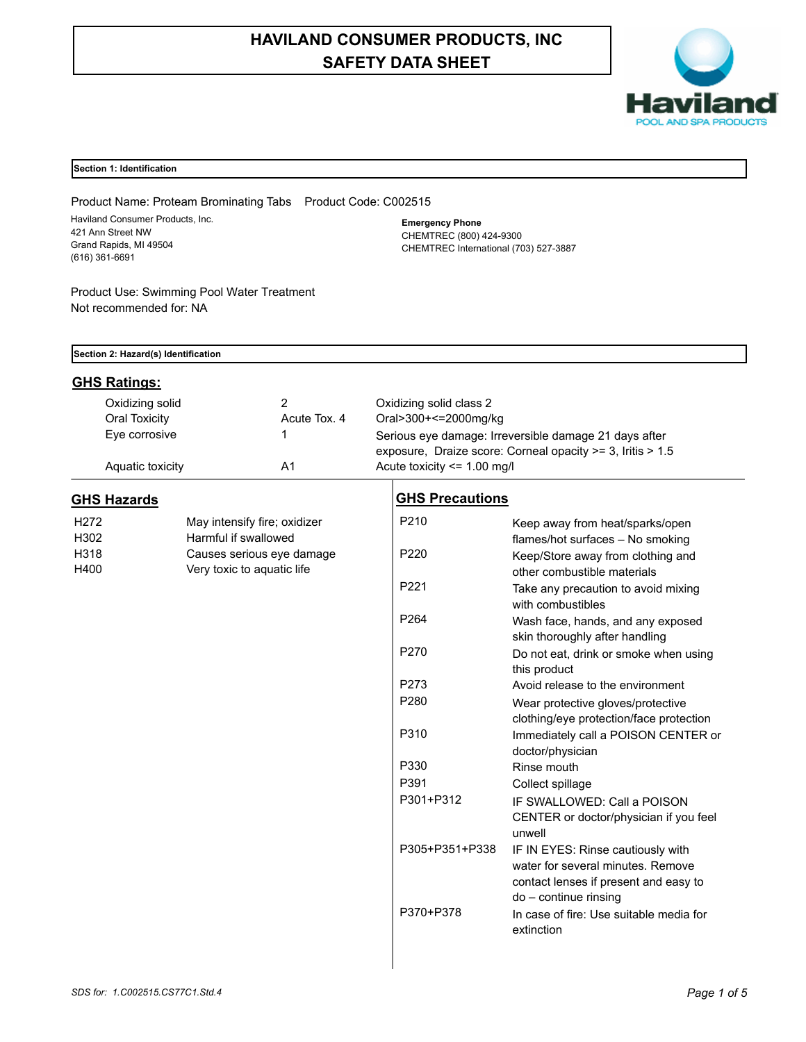# HAVILAND CONSUMER PRODUCTS, INC
# SAFETY DATA SHEET

Haviland
POOL AND SPA PRODUCTS

## Section 1: Identification

Product Name: Proteam Brominating Tabs    Product Code: C002515

Haviland Consumer Products, Inc.
421 Ann Street NW
Grand Rapids, MI 49504
(616) 361-6691

**Emergency Phone**
CHEMTREC (800) 424-9300
CHEMTREC International (703) 527-3887

Product Use: Swimming Pool Water Treatment
Not recommended for: NA

## Section 2: Hazard(s) Identification

### GHS Ratings:

| | | |
|---|---|---|
| Oxidizing solid | 2 | Oxidizing solid class 2 |
| Oral Toxicity | Acute Tox. 4 | Oral>300+<=2000mg/kg |
| Eye corrosive | 1 | Serious eye damage: Irreversible damage 21 days after exposure, Draize score: Corneal opacity >= 3, Iritis > 1.5 |
| Aquatic toxicity | A1 | Acute toxicity <= 1.00 mg/l |

### GHS Hazards

| | |
|---|---|
| H272 | May intensify fire; oxidizer |
| H302 | Harmful if swallowed |
| H318 | Causes serious eye damage |
| H400 | Very toxic to aquatic life |

### GHS Precautions

| | |
|---|---|
| P210 | Keep away from heat/sparks/open flames/hot surfaces – No smoking |
| P220 | Keep/Store away from clothing and other combustible materials |
| P221 | Take any precaution to avoid mixing with combustibles |
| P264 | Wash face, hands, and any exposed skin thoroughly after handling |
| P270 | Do not eat, drink or smoke when using this product |
| P273 | Avoid release to the environment |
| P280 | Wear protective gloves/protective clothing/eye protection/face protection |
| P310 | Immediately call a POISON CENTER or doctor/physician |
| P330 | Rinse mouth |
| P391 | Collect spillage |
| P301+P312 | IF SWALLOWED: Call a POISON CENTER or doctor/physician if you feel unwell |
| P305+P351+P338 | IF IN EYES: Rinse cautiously with water for several minutes. Remove contact lenses if present and easy to do – continue rinsing |
| P370+P378 | In case of fire: Use suitable media for extinction |

SDS for: 1.C002515.CS77C1.Std.4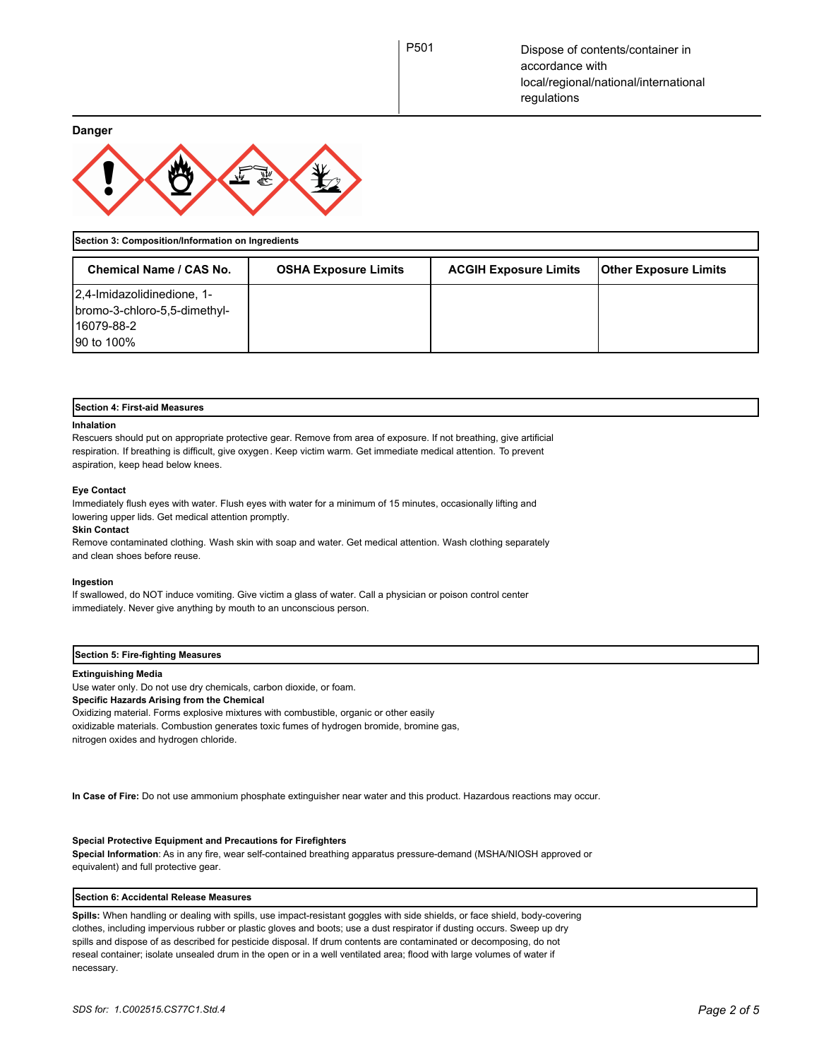| P501 | Dispose of contents/container in accordance with local/regional/national/international regulations |
| --- | --- |

**Danger**

## Section 3: Composition/Information on Ingredients

| Chemical Name / CAS No. | OSHA Exposure Limits | ACGIH Exposure Limits | Other Exposure Limits |
| --- | --- | --- | --- |
| 2,4-Imidazolidinedione, 1-bromo-3-chloro-5,5-dimethyl-<br>16079-88-2<br>90 to 100% | | | |

## Section 4: First-aid Measures

**Inhalation**

Rescuers should put on appropriate protective gear. Remove from area of exposure. If not breathing, give artificial respiration. If breathing is difficult, give oxygen. Keep victim warm. Get immediate medical attention. To prevent aspiration, keep head below knees.

**Eye Contact**

Immediately flush eyes with water. Flush eyes with water for a minimum of 15 minutes, occasionally lifting and lowering upper lids. Get medical attention promptly.

**Skin Contact**

Remove contaminated clothing. Wash skin with soap and water. Get medical attention. Wash clothing separately and clean shoes before reuse.

**Ingestion**

If swallowed, do NOT induce vomiting. Give victim a glass of water. Call a physician or poison control center immediately. Never give anything by mouth to an unconscious person.

## Section 5: Fire-fighting Measures

**Extinguishing Media**

Use water only. Do not use dry chemicals, carbon dioxide, or foam.

**Specific Hazards Arising from the Chemical**

Oxidizing material. Forms explosive mixtures with combustible, organic or other easily oxidizable materials. Combustion generates toxic fumes of hydrogen bromide, bromine gas, nitrogen oxides and hydrogen chloride.

**In Case of Fire:** Do not use ammonium phosphate extinguisher near water and this product. Hazardous reactions may occur.

**Special Protective Equipment and Precautions for Firefighters**

**Special Information**: As in any fire, wear self-contained breathing apparatus pressure-demand (MSHA/NIOSH approved or equivalent) and full protective gear.

## Section 6: Accidental Release Measures

**Spills:** When handling or dealing with spills, use impact-resistant goggles with side shields, or face shield, body-covering clothes, including impervious rubber or plastic gloves and boots; use a dust respirator if dusting occurs. Sweep up dry spills and dispose of as described for pesticide disposal. If drum contents are contaminated or decomposing, do not reseal container; isolate unsealed drum in the open or in a well ventilated area; flood with large volumes of water if necessary.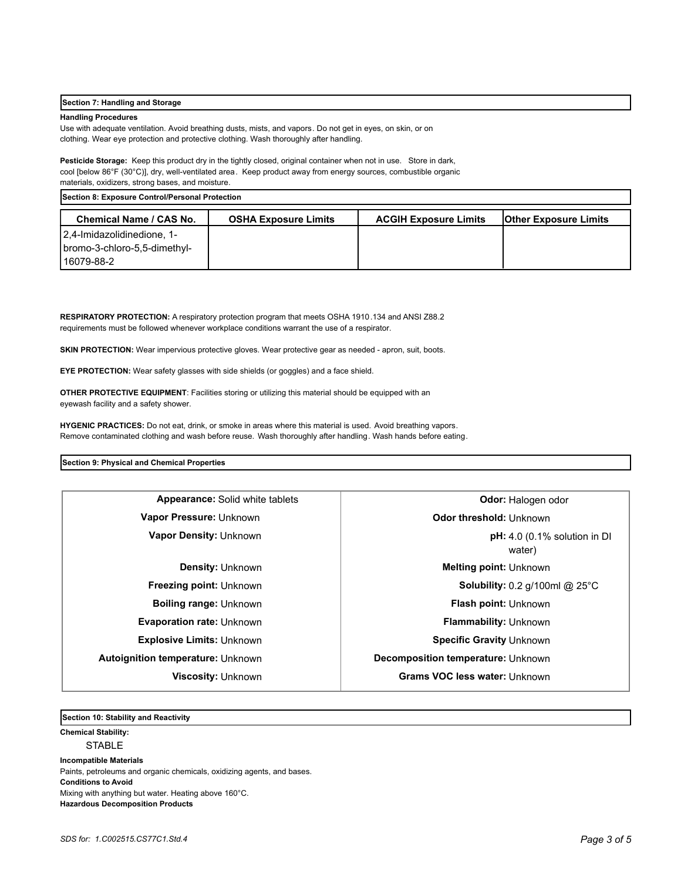## Section 7: Handling and Storage

**Handling Procedures**

Use with adequate ventilation. Avoid breathing dusts, mists, and vapors. Do not get in eyes, on skin, or on clothing. Wear eye protection and protective clothing. Wash thoroughly after handling.

**Pesticide Storage:** Keep this product dry in the tightly closed, original container when not in use. Store in dark, cool [below 86°F (30°C)], dry, well-ventilated area. Keep product away from energy sources, combustible organic materials, oxidizers, strong bases, and moisture.

## Section 8: Exposure Control/Personal Protection

| Chemical Name / CAS No. | OSHA Exposure Limits | ACGIH Exposure Limits | Other Exposure Limits |
|---|---|---|---|
| 2,4-Imidazolidinedione, 1-bromo-3-chloro-5,5-dimethyl-<br>16079-88-2 | | | |

**RESPIRATORY PROTECTION:** A respiratory protection program that meets OSHA 1910.134 and ANSI Z88.2 requirements must be followed whenever workplace conditions warrant the use of a respirator.

**SKIN PROTECTION:** Wear impervious protective gloves. Wear protective gear as needed - apron, suit, boots.

**EYE PROTECTION:** Wear safety glasses with side shields (or goggles) and a face shield.

**OTHER PROTECTIVE EQUIPMENT**: Facilities storing or utilizing this material should be equipped with an eyewash facility and a safety shower.

**HYGENIC PRACTICES:** Do not eat, drink, or smoke in areas where this material is used. Avoid breathing vapors. Remove contaminated clothing and wash before reuse. Wash thoroughly after handling. Wash hands before eating.

## Section 9: Physical and Chemical Properties

| | |
|---|---|
| **Appearance:** Solid white tablets | **Odor:** Halogen odor |
| **Vapor Pressure:** Unknown | **Odor threshold:** Unknown |
| **Vapor Density:** Unknown | **pH:** 4.0 (0.1% solution in DI water) |
| **Density:** Unknown | **Melting point:** Unknown |
| **Freezing point:** Unknown | **Solubility:** 0.2 g/100ml @ 25°C |
| **Boiling range:** Unknown | **Flash point:** Unknown |
| **Evaporation rate:** Unknown | **Flammability:** Unknown |
| **Explosive Limits:** Unknown | **Specific Gravity** Unknown |
| **Autoignition temperature:** Unknown | **Decomposition temperature:** Unknown |
| **Viscosity:** Unknown | **Grams VOC less water:** Unknown |

## Section 10: Stability and Reactivity

**Chemical Stability:**

STABLE

**Incompatible Materials**

Paints, petroleums and organic chemicals, oxidizing agents, and bases.

**Conditions to Avoid**

Mixing with anything but water. Heating above 160°C.

**Hazardous Decomposition Products**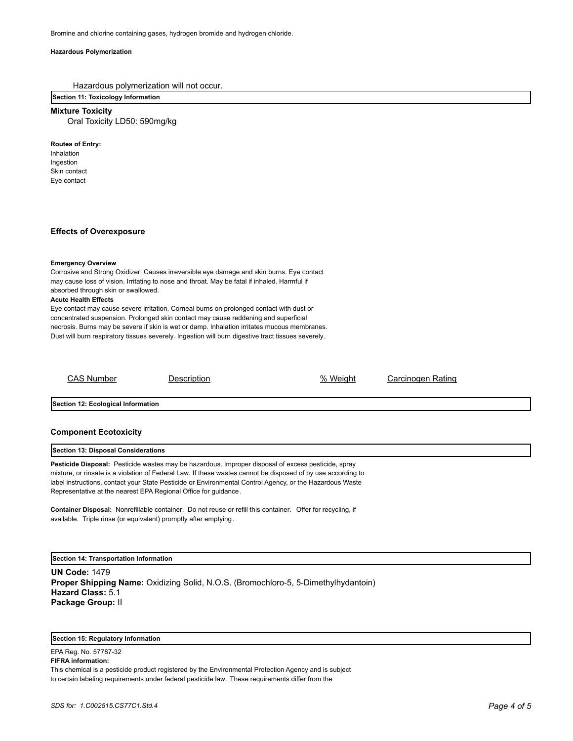Bromine and chlorine containing gases, hydrogen bromide and hydrogen chloride.

**Hazardous Polymerization**

Hazardous polymerization will not occur.

## Section 11: Toxicology Information

### Mixture Toxicity

Oral Toxicity LD50: 590mg/kg

**Routes of Entry:**

Inhalation
Ingestion
Skin contact
Eye contact

### Effects of Overexposure

**Emergency Overview**

Corrosive and Strong Oxidizer. Causes irreversible eye damage and skin burns. Eye contact may cause loss of vision. Irritating to nose and throat. May be fatal if inhaled. Harmful if absorbed through skin or swallowed.

**Acute Health Effects**

Eye contact may cause severe irritation. Corneal burns on prolonged contact with dust or concentrated suspension. Prolonged skin contact may cause reddening and superficial necrosis. Burns may be severe if skin is wet or damp. Inhalation irritates mucous membranes. Dust will burn respiratory tissues severely. Ingestion will burn digestive tract tissues severely.

| CAS Number | Description | % Weight | Carcinogen Rating |
|---|---|---|---|

## Section 12: Ecological Information

### Component Ecotoxicity

## Section 13: Disposal Considerations

**Pesticide Disposal:** Pesticide wastes may be hazardous. Improper disposal of excess pesticide, spray mixture, or rinsate is a violation of Federal Law. If these wastes cannot be disposed of by use according to label instructions, contact your State Pesticide or Environmental Control Agency, or the Hazardous Waste Representative at the nearest EPA Regional Office for guidance.

**Container Disposal:** Nonrefillable container. Do not reuse or refill this container. Offer for recycling, if available. Triple rinse (or equivalent) promptly after emptying.

## Section 14: Transportation Information

**UN Code:** 1479
**Proper Shipping Name:** Oxidizing Solid, N.O.S. (Bromochloro-5, 5-Dimethylhydantoin)
**Hazard Class:** 5.1
**Package Group:** II

## Section 15: Regulatory Information

EPA Reg. No. 57787-32

**FIFRA information:**

This chemical is a pesticide product registered by the Environmental Protection Agency and is subject to certain labeling requirements under federal pesticide law. These requirements differ from the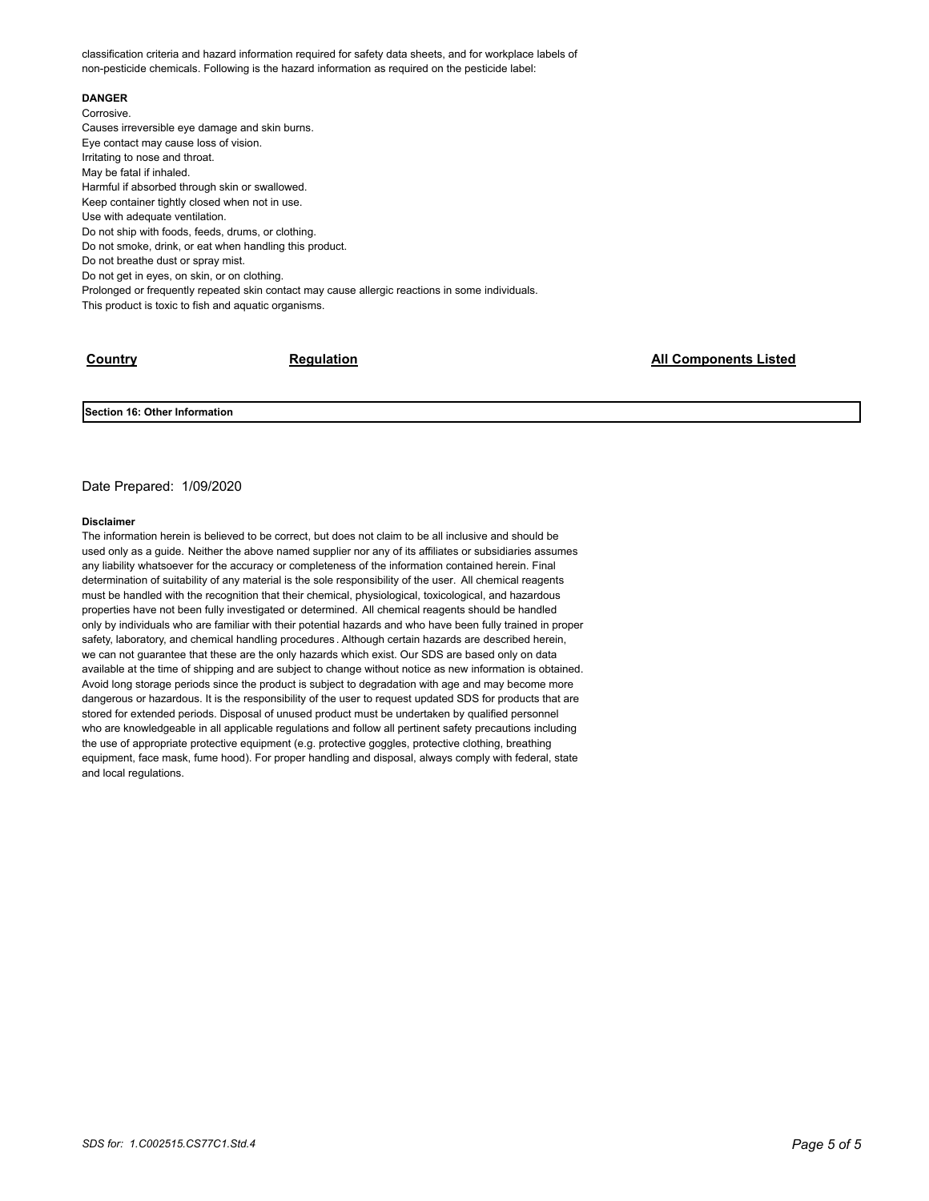classification criteria and hazard information required for safety data sheets, and for workplace labels of non-pesticide chemicals. Following is the hazard information as required on the pesticide label:

**DANGER**

Corrosive.
Causes irreversible eye damage and skin burns.
Eye contact may cause loss of vision.
Irritating to nose and throat.
May be fatal if inhaled.
Harmful if absorbed through skin or swallowed.
Keep container tightly closed when not in use.
Use with adequate ventilation.
Do not ship with foods, feeds, drums, or clothing.
Do not smoke, drink, or eat when handling this product.
Do not breathe dust or spray mist.
Do not get in eyes, on skin, or on clothing.
Prolonged or frequently repeated skin contact may cause allergic reactions in some individuals.
This product is toxic to fish and aquatic organisms.

| Country | Regulation | All Components Listed |
| --- | --- | --- |

## Section 16: Other Information

Date Prepared: 1/09/2020

**Disclaimer**

The information herein is believed to be correct, but does not claim to be all inclusive and should be used only as a guide. Neither the above named supplier nor any of its affiliates or subsidiaries assumes any liability whatsoever for the accuracy or completeness of the information contained herein. Final determination of suitability of any material is the sole responsibility of the user. All chemical reagents must be handled with the recognition that their chemical, physiological, toxicological, and hazardous properties have not been fully investigated or determined. All chemical reagents should be handled only by individuals who are familiar with their potential hazards and who have been fully trained in proper safety, laboratory, and chemical handling procedures. Although certain hazards are described herein, we can not guarantee that these are the only hazards which exist. Our SDS are based only on data available at the time of shipping and are subject to change without notice as new information is obtained. Avoid long storage periods since the product is subject to degradation with age and may become more dangerous or hazardous. It is the responsibility of the user to request updated SDS for products that are stored for extended periods. Disposal of unused product must be undertaken by qualified personnel who are knowledgeable in all applicable regulations and follow all pertinent safety precautions including the use of appropriate protective equipment (e.g. protective goggles, protective clothing, breathing equipment, face mask, fume hood). For proper handling and disposal, always comply with federal, state and local regulations.